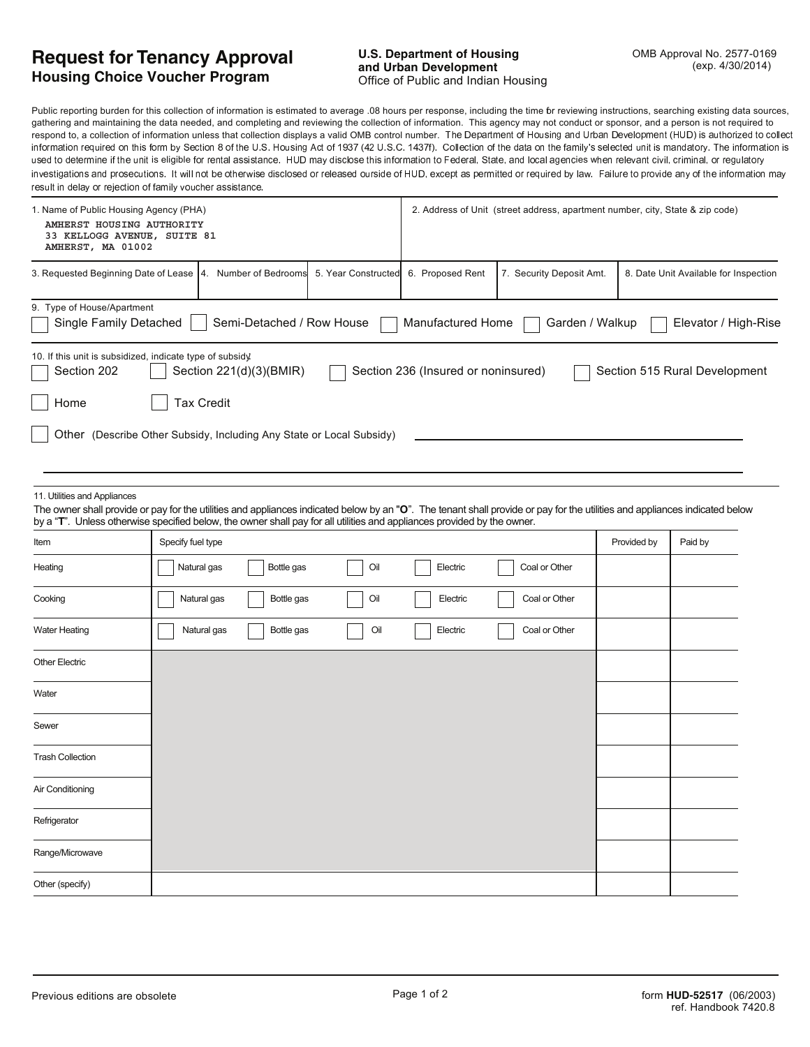# Request for Tenancy Approval
## Housing Choice Voucher Program

**U.S. Department of Housing and Urban Development**
Office of Public and Indian Housing

OMB Approval No. 2577-0169
(exp. 4/30/2014)

Public reporting burden for this collection of information is estimated to average .08 hours per response, including the time for reviewing instructions, searching existing data sources, gathering and maintaining the data needed, and completing and reviewing the collection of information. This agency may not conduct or sponsor, and a person is not required to respond to, a collection of information unless that collection displays a valid OMB control number. The Department of Housing and Urban Development (HUD) is authorized to collect information required on this form by Section 8 of the U.S. Housing Act of 1937 (42 U.S.C. 1437f). Collection of the data on the family's selected unit is mandatory. The information is used to determine if the unit is eligible for rental assistance. HUD may disclose this information to Federal, State, and local agencies when relevant civil, criminal, or regulatory investigations and prosecutions. It will not be otherwise disclosed or released ourside of HUD, except as permitted or required by law. Failure to provide any of the information may result in delay or rejection of family voucher assistance.

| 1. Name of Public Housing Agency (PHA) | 2. Address of Unit (street address, apartment number, city, State & zip code) |
|---|---|
| AMHERST HOUSING AUTHORITY<br>33 KELLOGG AVENUE, SUITE 81<br>AMHERST, MA 01002 | |

| 3. Requested Beginning Date of Lease | 4. Number of Bedrooms | 5. Year Constructed | 6. Proposed Rent | 7. Security Deposit Amt. | 8. Date Unit Available for Inspection |
|---|---|---|---|---|---|
| | | | | | |

9. Type of House/Apartment

☐ Single Family Detached ☐ Semi-Detached / Row House ☐ Manufactured Home ☐ Garden / Walkup ☐ Elevator / High-Rise

10. If this unit is subsidized, indicate type of subsidy:

☐ Section 202 ☐ Section 221(d)(3)(BMIR) ☐ Section 236 (Insured or noninsured) ☐ Section 515 Rural Development

☐ Home ☐ Tax Credit

☐ Other (Describe Other Subsidy, Including Any State or Local Subsidy) ____________________

11. Utilities and Appliances

The owner shall provide or pay for the utilities and appliances indicated below by an "**O**". The tenant shall provide or pay for the utilities and appliances indicated below by a "**T**". Unless otherwise specified below, the owner shall pay for all utilities and appliances provided by the owner.

| Item | Specify fuel type | Provided by | Paid by |
|---|---|---|---|
| Heating | ☐ Natural gas ☐ Bottle gas ☐ Oil ☐ Electric ☐ Coal or Other | | |
| Cooking | ☐ Natural gas ☐ Bottle gas ☐ Oil ☐ Electric ☐ Coal or Other | | |
| Water Heating | ☐ Natural gas ☐ Bottle gas ☐ Oil ☐ Electric ☐ Coal or Other | | |
| Other Electric | | | |
| Water | | | |
| Sewer | | | |
| Trash Collection | | | |
| Air Conditioning | | | |
| Refrigerator | | | |
| Range/Microwave | | | |
| Other (specify) | | | |

Previous editions are obsolete

form **HUD-52517** (06/2003)
ref. Handbook 7420.8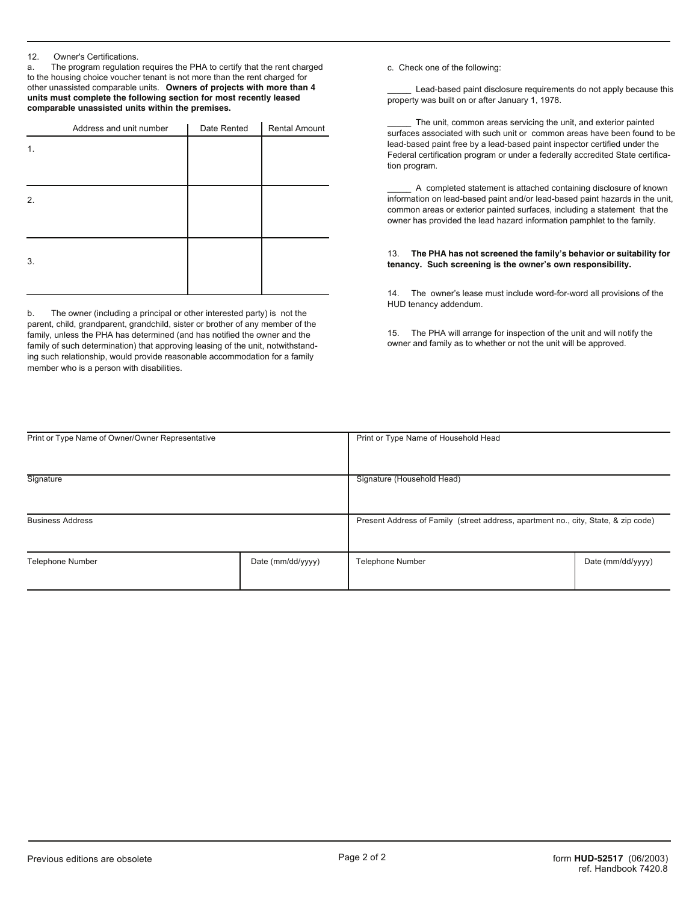12. Owner's Certifications.

a. The program regulation requires the PHA to certify that the rent charged to the housing choice voucher tenant is not more than the rent charged for other unassisted comparable units. **Owners of projects with more than 4 units must complete the following section for most recently leased comparable unassisted units within the premises.**

| Address and unit number | Date Rented | Rental Amount |
|---|---|---|
| 1. | | |
| 2. | | |
| 3. | | |

b. The owner (including a principal or other interested party) is not the parent, child, grandparent, grandchild, sister or brother of any member of the family, unless the PHA has determined (and has notified the owner and the family of such determination) that approving leasing of the unit, notwithstanding such relationship, would provide reasonable accommodation for a family member who is a person with disabilities.

c. Check one of the following:

_____ Lead-based paint disclosure requirements do not apply because this property was built on or after January 1, 1978.

_____ The unit, common areas servicing the unit, and exterior painted surfaces associated with such unit or common areas have been found to be lead-based paint free by a lead-based paint inspector certified under the Federal certification program or under a federally accredited State certification program.

_____ A completed statement is attached containing disclosure of known information on lead-based paint and/or lead-based paint hazards in the unit, common areas or exterior painted surfaces, including a statement that the owner has provided the lead hazard information pamphlet to the family.

13. **The PHA has not screened the family's behavior or suitability for tenancy. Such screening is the owner's own responsibility.**

14. The owner's lease must include word-for-word all provisions of the HUD tenancy addendum.

15. The PHA will arrange for inspection of the unit and will notify the owner and family as to whether or not the unit will be approved.

| | | | |
|---|---|---|---|
| Print or Type Name of Owner/Owner Representative | | Print or Type Name of Household Head | |
| Signature | | Signature (Household Head) | |
| Business Address | | Present Address of Family (street address, apartment no., city, State, & zip code) | |
| Telephone Number | Date (mm/dd/yyyy) | Telephone Number | Date (mm/dd/yyyy) |

Previous editions are obsolete

form **HUD-52517** (06/2003)
ref. Handbook 7420.8